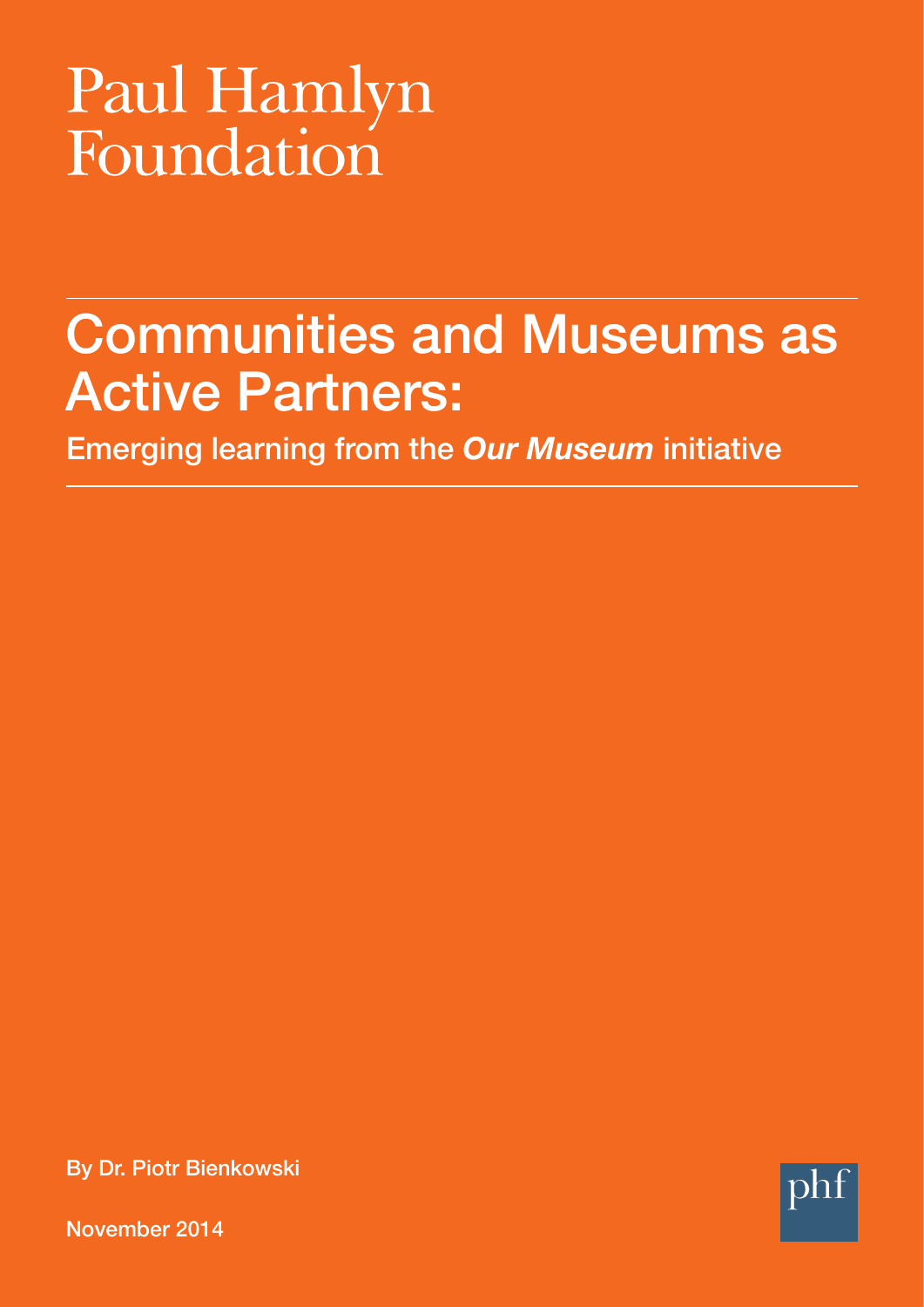Paul Hamlyn Foundation

# Communities and Museums as Active Partners:

## Emerging learning from the ***Our Museum*** initiative

By Dr. Piotr Bienkowski

November 2014

phf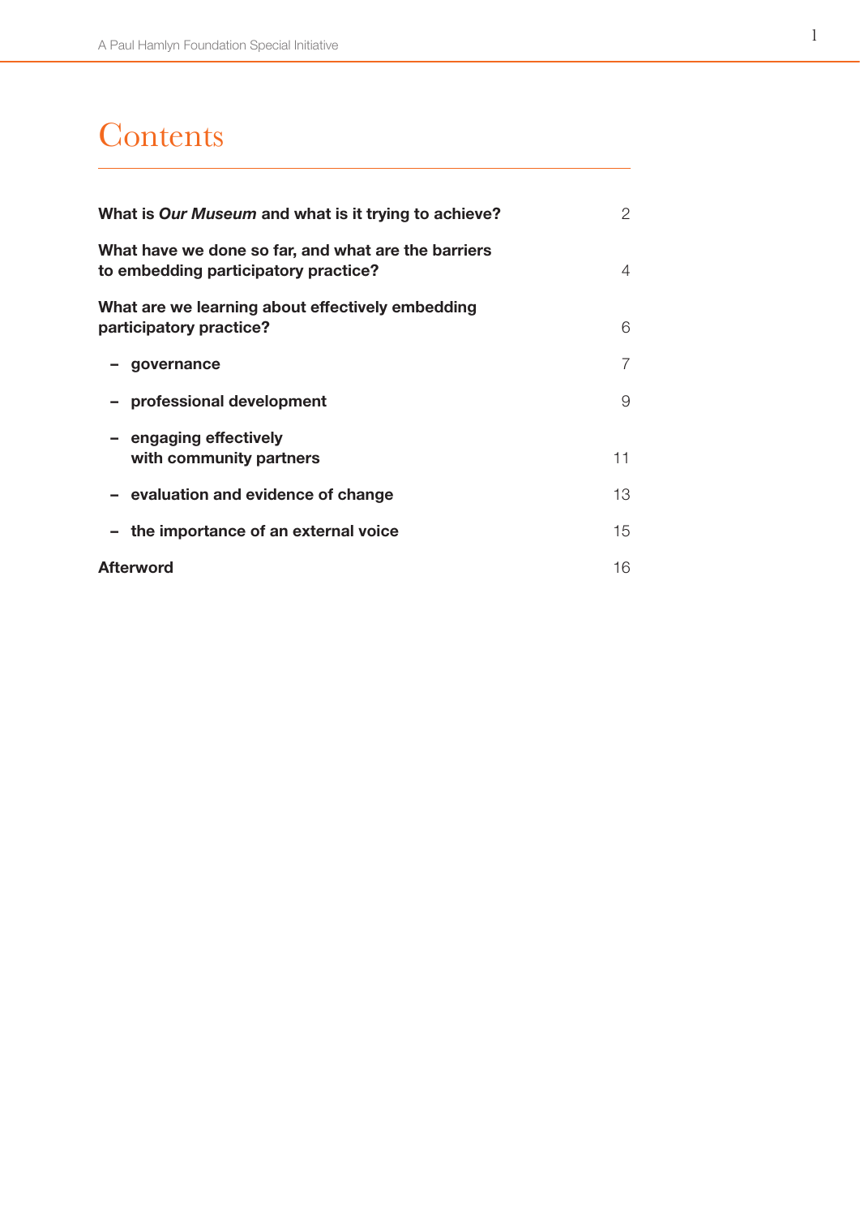# Contents

| | |
|---|---|
| **What is *Our Museum* and what is it trying to achieve?** | 2 |
| **What have we done so far, and what are the barriers to embedding participatory practice?** | 4 |
| **What are we learning about effectively embedding participatory practice?** | 6 |
| **– governance** | 7 |
| **– professional development** | 9 |
| **– engaging effectively with community partners** | 11 |
| **– evaluation and evidence of change** | 13 |
| **– the importance of an external voice** | 15 |
| **Afterword** | 16 |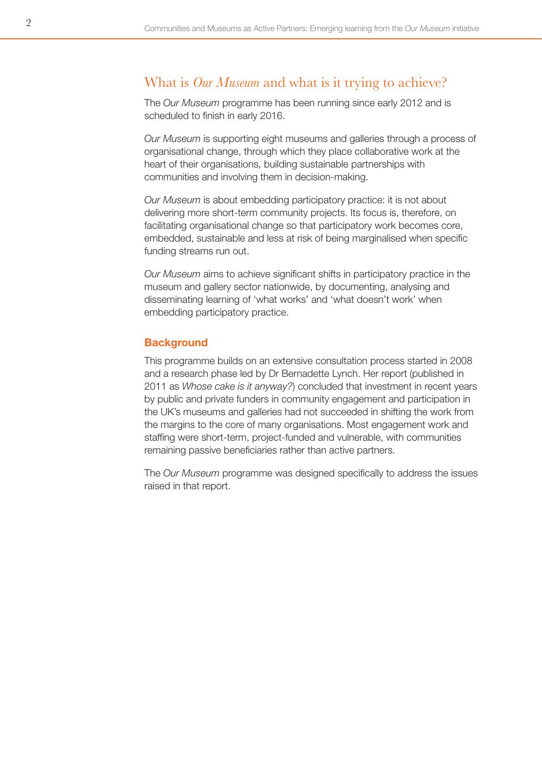## What is *Our Museum* and what is it trying to achieve?

The *Our Museum* programme has been running since early 2012 and is scheduled to finish in early 2016.

*Our Museum* is supporting eight museums and galleries through a process of organisational change, through which they place collaborative work at the heart of their organisations, building sustainable partnerships with communities and involving them in decision-making.

*Our Museum* is about embedding participatory practice: it is not about delivering more short-term community projects. Its focus is, therefore, on facilitating organisational change so that participatory work becomes core, embedded, sustainable and less at risk of being marginalised when specific funding streams run out.

*Our Museum* aims to achieve significant shifts in participatory practice in the museum and gallery sector nationwide, by documenting, analysing and disseminating learning of 'what works' and 'what doesn't work' when embedding participatory practice.

### Background

This programme builds on an extensive consultation process started in 2008 and a research phase led by Dr Bernadette Lynch. Her report (published in 2011 as *Whose cake is it anyway?*) concluded that investment in recent years by public and private funders in community engagement and participation in the UK's museums and galleries had not succeeded in shifting the work from the margins to the core of many organisations. Most engagement work and staffing were short-term, project-funded and vulnerable, with communities remaining passive beneficiaries rather than active partners.

The *Our Museum* programme was designed specifically to address the issues raised in that report.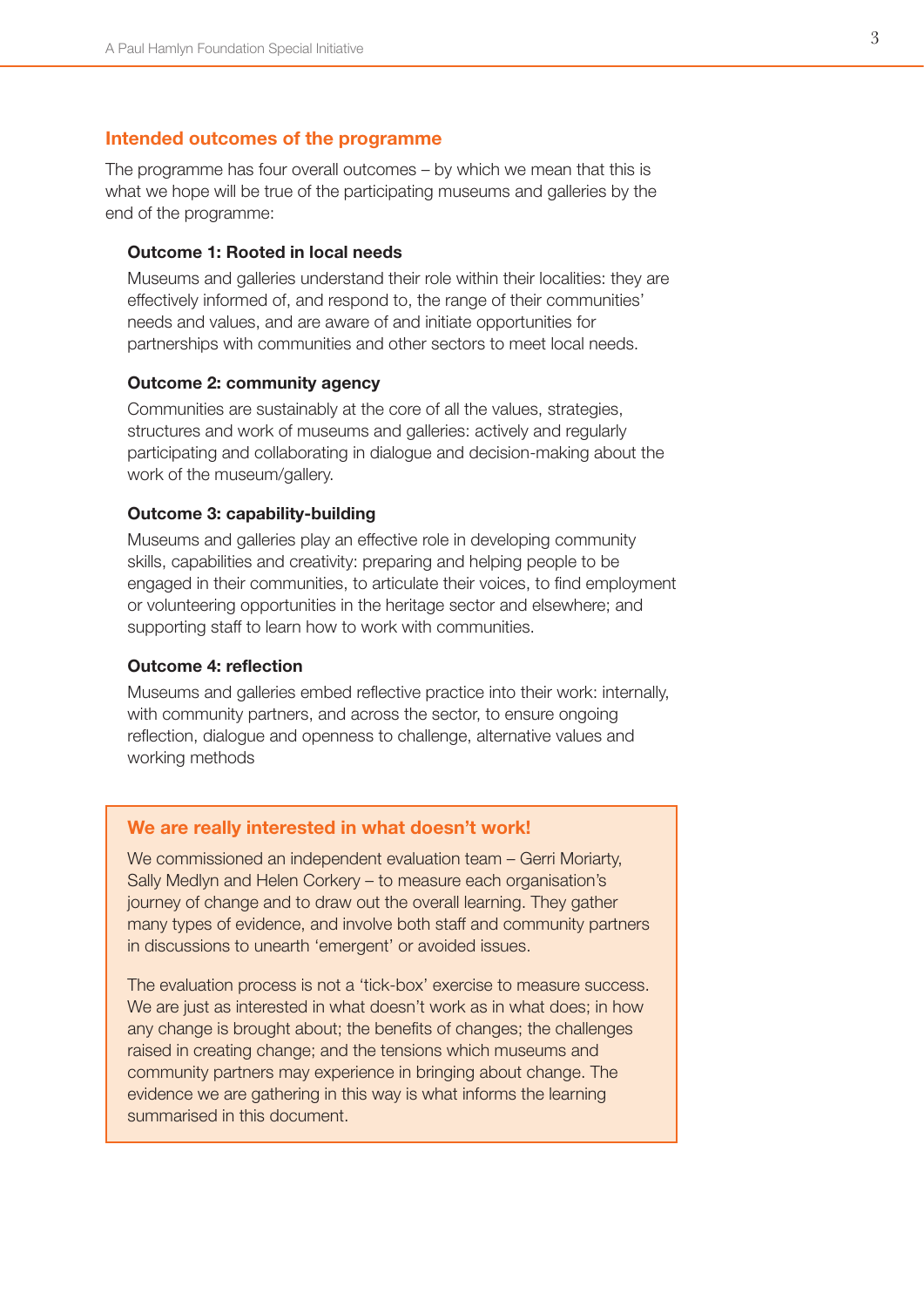## Intended outcomes of the programme

The programme has four overall outcomes – by which we mean that this is what we hope will be true of the participating museums and galleries by the end of the programme:

### Outcome 1: Rooted in local needs

Museums and galleries understand their role within their localities: they are effectively informed of, and respond to, the range of their communities' needs and values, and are aware of and initiate opportunities for partnerships with communities and other sectors to meet local needs.

### Outcome 2: community agency

Communities are sustainably at the core of all the values, strategies, structures and work of museums and galleries: actively and regularly participating and collaborating in dialogue and decision-making about the work of the museum/gallery.

### Outcome 3: capability-building

Museums and galleries play an effective role in developing community skills, capabilities and creativity: preparing and helping people to be engaged in their communities, to articulate their voices, to find employment or volunteering opportunities in the heritage sector and elsewhere; and supporting staff to learn how to work with communities.

### Outcome 4: reflection

Museums and galleries embed reflective practice into their work: internally, with community partners, and across the sector, to ensure ongoing reflection, dialogue and openness to challenge, alternative values and working methods

## We are really interested in what doesn't work!

We commissioned an independent evaluation team – Gerri Moriarty, Sally Medlyn and Helen Corkery – to measure each organisation's journey of change and to draw out the overall learning. They gather many types of evidence, and involve both staff and community partners in discussions to unearth 'emergent' or avoided issues.

The evaluation process is not a 'tick-box' exercise to measure success. We are just as interested in what doesn't work as in what does; in how any change is brought about; the benefits of changes; the challenges raised in creating change; and the tensions which museums and community partners may experience in bringing about change. The evidence we are gathering in this way is what informs the learning summarised in this document.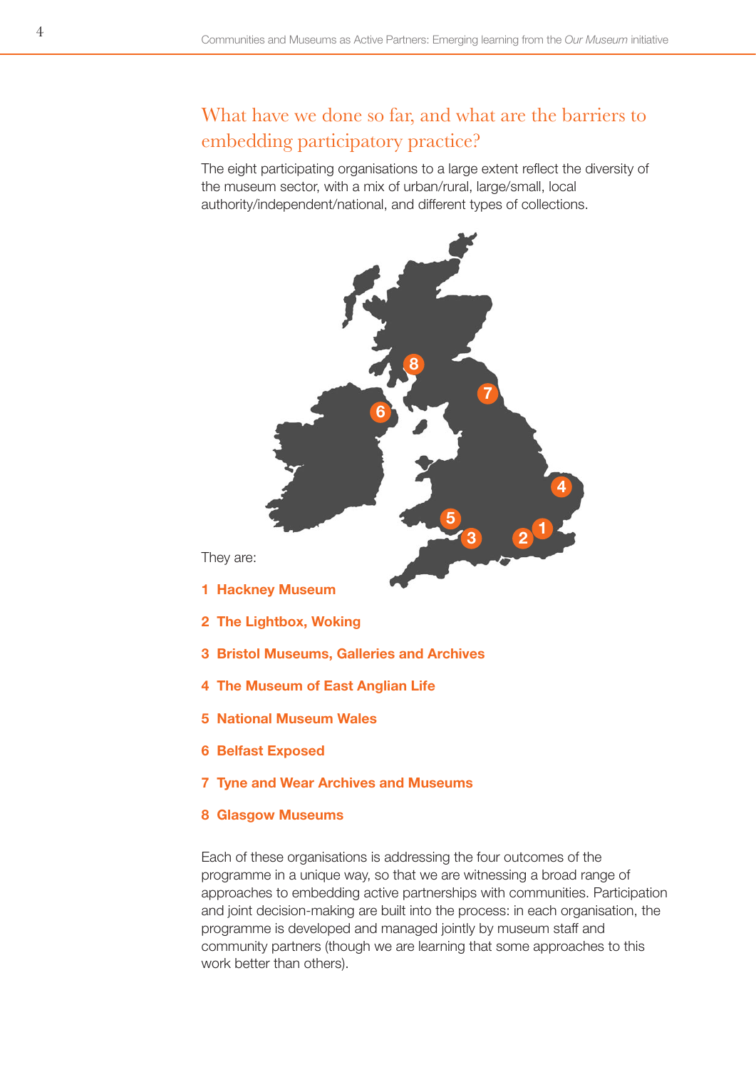## What have we done so far, and what are the barriers to embedding participatory practice?

The eight participating organisations to a large extent reflect the diversity of the museum sector, with a mix of urban/rural, large/small, local authority/independent/national, and different types of collections.

They are:

1. **Hackney Museum**
2. **The Lightbox, Woking**
3. **Bristol Museums, Galleries and Archives**
4. **The Museum of East Anglian Life**
5. **National Museum Wales**
6. **Belfast Exposed**
7. **Tyne and Wear Archives and Museums**
8. **Glasgow Museums**

Each of these organisations is addressing the four outcomes of the programme in a unique way, so that we are witnessing a broad range of approaches to embedding active partnerships with communities. Participation and joint decision-making are built into the process: in each organisation, the programme is developed and managed jointly by museum staff and community partners (though we are learning that some approaches to this work better than others).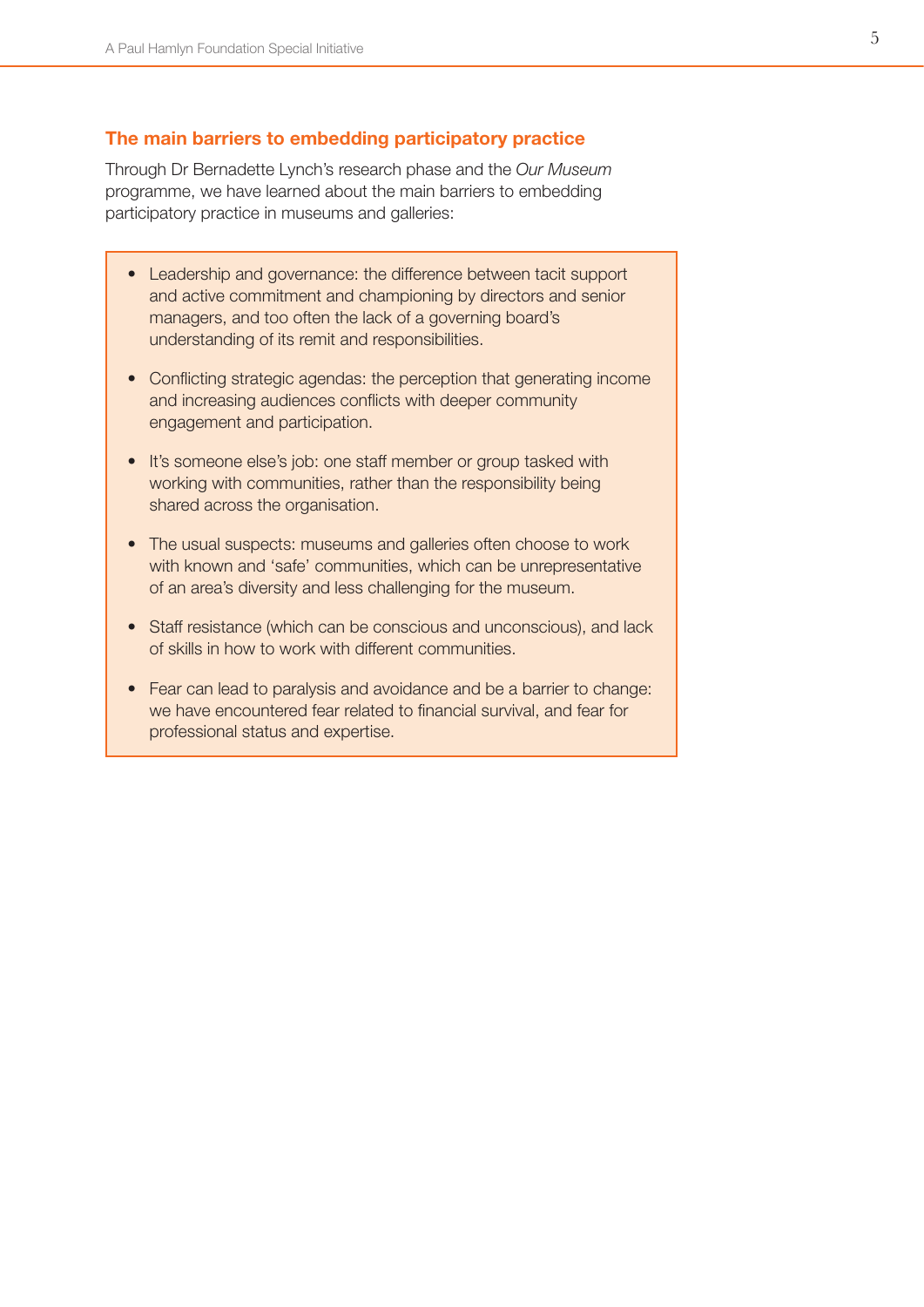## The main barriers to embedding participatory practice

Through Dr Bernadette Lynch's research phase and the *Our Museum* programme, we have learned about the main barriers to embedding participatory practice in museums and galleries:

- Leadership and governance: the difference between tacit support and active commitment and championing by directors and senior managers, and too often the lack of a governing board's understanding of its remit and responsibilities.
- Conflicting strategic agendas: the perception that generating income and increasing audiences conflicts with deeper community engagement and participation.
- It's someone else's job: one staff member or group tasked with working with communities, rather than the responsibility being shared across the organisation.
- The usual suspects: museums and galleries often choose to work with known and 'safe' communities, which can be unrepresentative of an area's diversity and less challenging for the museum.
- Staff resistance (which can be conscious and unconscious), and lack of skills in how to work with different communities.
- Fear can lead to paralysis and avoidance and be a barrier to change: we have encountered fear related to financial survival, and fear for professional status and expertise.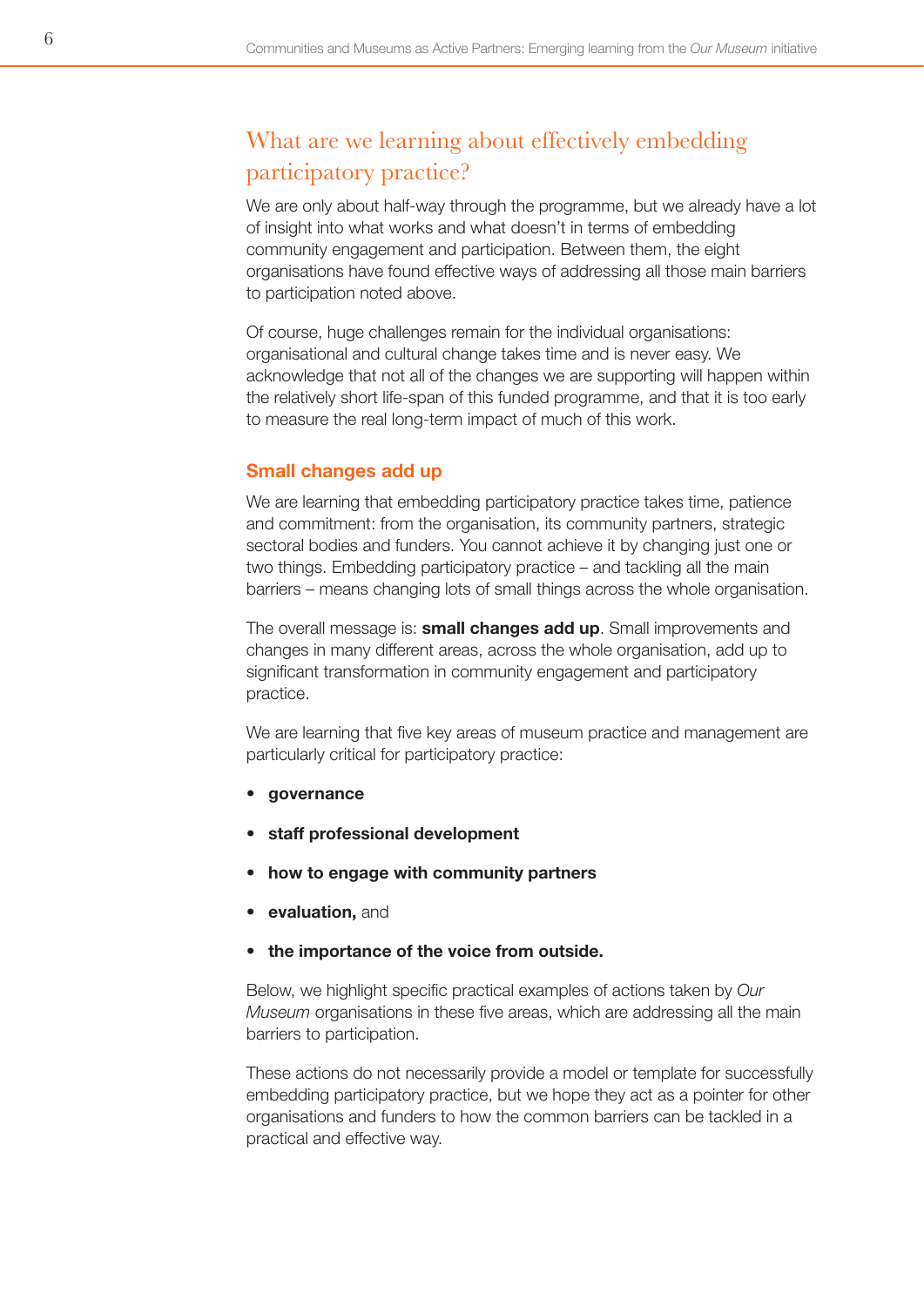## What are we learning about effectively embedding participatory practice?

We are only about half-way through the programme, but we already have a lot of insight into what works and what doesn't in terms of embedding community engagement and participation. Between them, the eight organisations have found effective ways of addressing all those main barriers to participation noted above.

Of course, huge challenges remain for the individual organisations: organisational and cultural change takes time and is never easy. We acknowledge that not all of the changes we are supporting will happen within the relatively short life-span of this funded programme, and that it is too early to measure the real long-term impact of much of this work.

### Small changes add up

We are learning that embedding participatory practice takes time, patience and commitment: from the organisation, its community partners, strategic sectoral bodies and funders. You cannot achieve it by changing just one or two things. Embedding participatory practice – and tackling all the main barriers – means changing lots of small things across the whole organisation.

The overall message is: **small changes add up**. Small improvements and changes in many different areas, across the whole organisation, add up to significant transformation in community engagement and participatory practice.

We are learning that five key areas of museum practice and management are particularly critical for participatory practice:

- **governance**
- **staff professional development**
- **how to engage with community partners**
- **evaluation,** and
- **the importance of the voice from outside.**

Below, we highlight specific practical examples of actions taken by *Our Museum* organisations in these five areas, which are addressing all the main barriers to participation.

These actions do not necessarily provide a model or template for successfully embedding participatory practice, but we hope they act as a pointer for other organisations and funders to how the common barriers can be tackled in a practical and effective way.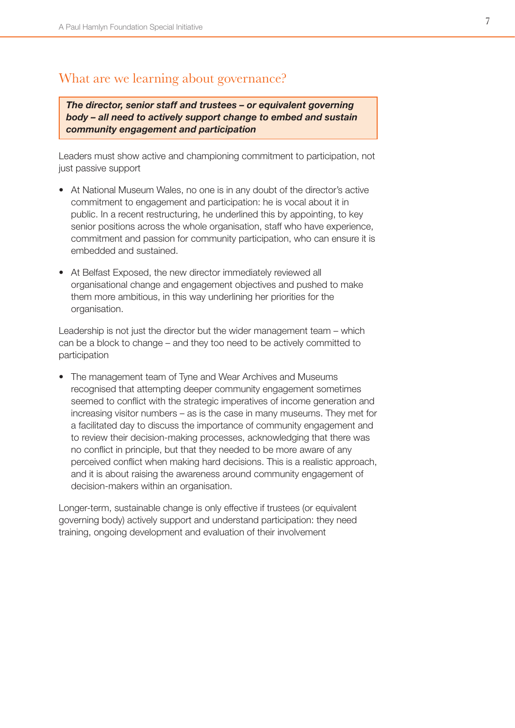## What are we learning about governance?

***The director, senior staff and trustees – or equivalent governing body – all need to actively support change to embed and sustain community engagement and participation***

Leaders must show active and championing commitment to participation, not just passive support

- At National Museum Wales, no one is in any doubt of the director's active commitment to engagement and participation: he is vocal about it in public. In a recent restructuring, he underlined this by appointing, to key senior positions across the whole organisation, staff who have experience, commitment and passion for community participation, who can ensure it is embedded and sustained.

- At Belfast Exposed, the new director immediately reviewed all organisational change and engagement objectives and pushed to make them more ambitious, in this way underlining her priorities for the organisation.

Leadership is not just the director but the wider management team – which can be a block to change – and they too need to be actively committed to participation

- The management team of Tyne and Wear Archives and Museums recognised that attempting deeper community engagement sometimes seemed to conflict with the strategic imperatives of income generation and increasing visitor numbers – as is the case in many museums. They met for a facilitated day to discuss the importance of community engagement and to review their decision-making processes, acknowledging that there was no conflict in principle, but that they needed to be more aware of any perceived conflict when making hard decisions. This is a realistic approach, and it is about raising the awareness around community engagement of decision-makers within an organisation.

Longer-term, sustainable change is only effective if trustees (or equivalent governing body) actively support and understand participation: they need training, ongoing development and evaluation of their involvement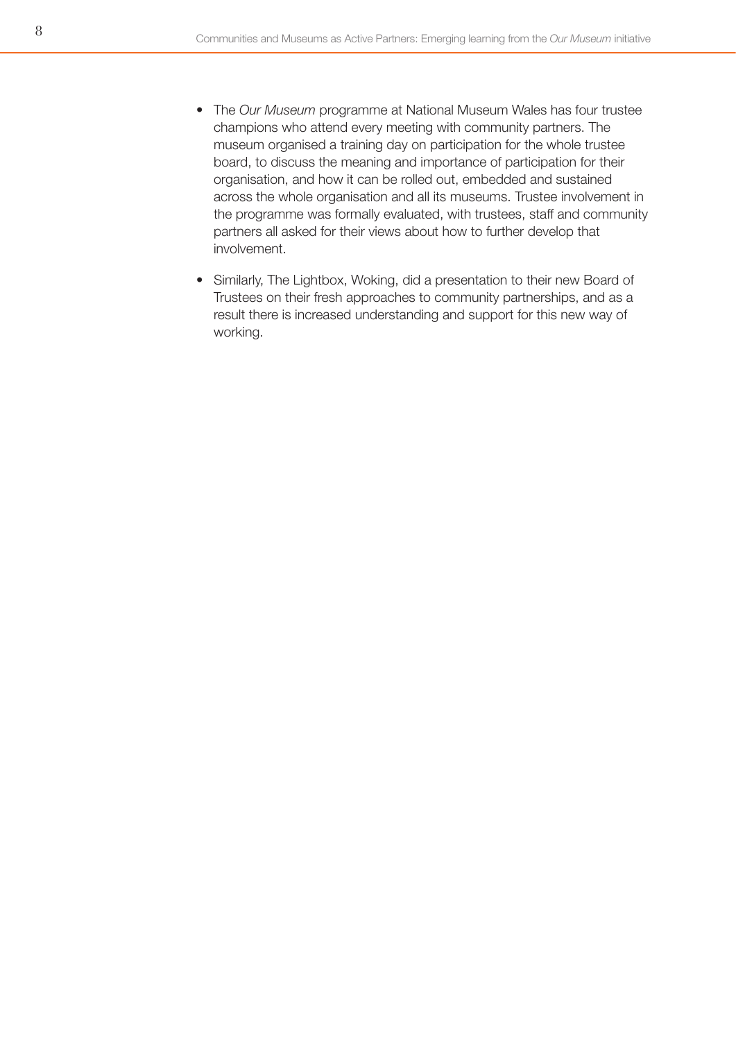- The *Our Museum* programme at National Museum Wales has four trustee champions who attend every meeting with community partners. The museum organised a training day on participation for the whole trustee board, to discuss the meaning and importance of participation for their organisation, and how it can be rolled out, embedded and sustained across the whole organisation and all its museums. Trustee involvement in the programme was formally evaluated, with trustees, staff and community partners all asked for their views about how to further develop that involvement.

- Similarly, The Lightbox, Woking, did a presentation to their new Board of Trustees on their fresh approaches to community partnerships, and as a result there is increased understanding and support for this new way of working.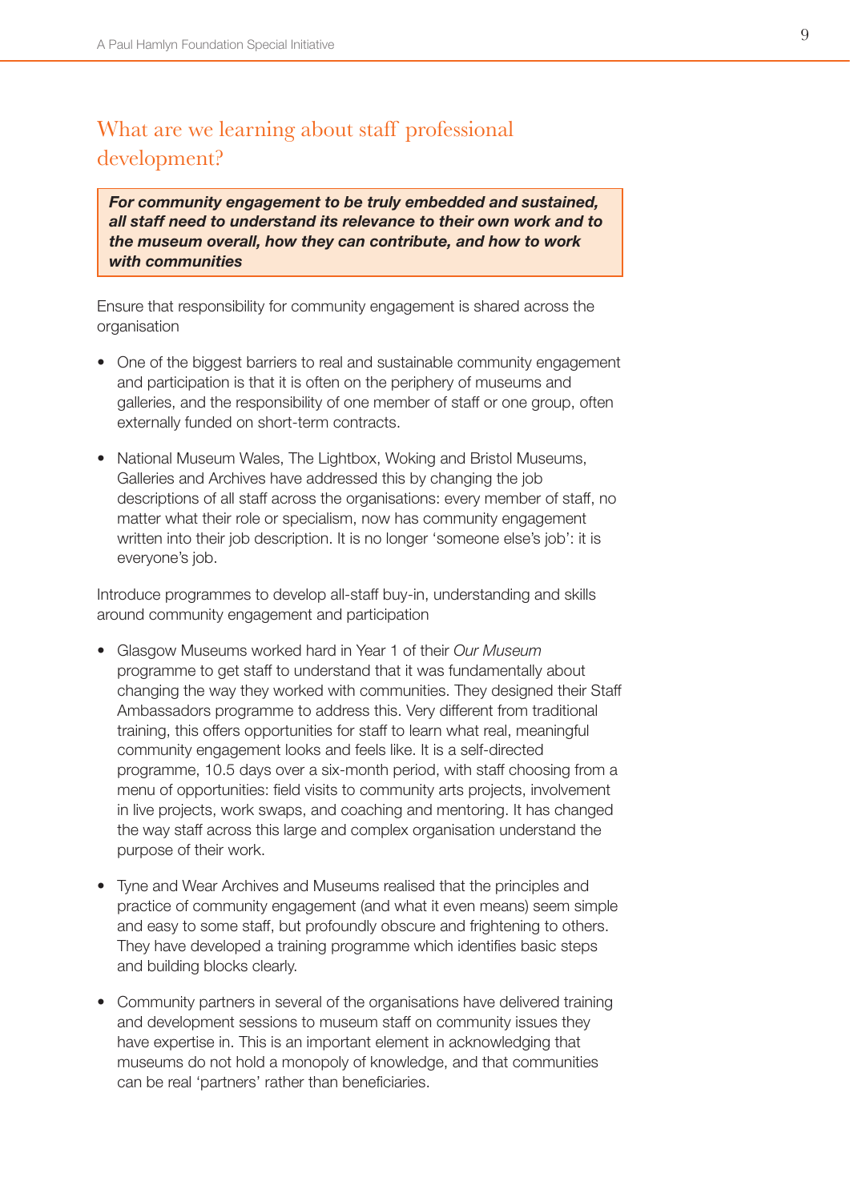## What are we learning about staff professional development?

> ***For community engagement to be truly embedded and sustained, all staff need to understand its relevance to their own work and to the museum overall, how they can contribute, and how to work with communities***

Ensure that responsibility for community engagement is shared across the organisation

- One of the biggest barriers to real and sustainable community engagement and participation is that it is often on the periphery of museums and galleries, and the responsibility of one member of staff or one group, often externally funded on short-term contracts.
- National Museum Wales, The Lightbox, Woking and Bristol Museums, Galleries and Archives have addressed this by changing the job descriptions of all staff across the organisations: every member of staff, no matter what their role or specialism, now has community engagement written into their job description. It is no longer 'someone else's job': it is everyone's job.

Introduce programmes to develop all-staff buy-in, understanding and skills around community engagement and participation

- Glasgow Museums worked hard in Year 1 of their *Our Museum* programme to get staff to understand that it was fundamentally about changing the way they worked with communities. They designed their Staff Ambassadors programme to address this. Very different from traditional training, this offers opportunities for staff to learn what real, meaningful community engagement looks and feels like. It is a self-directed programme, 10.5 days over a six-month period, with staff choosing from a menu of opportunities: field visits to community arts projects, involvement in live projects, work swaps, and coaching and mentoring. It has changed the way staff across this large and complex organisation understand the purpose of their work.
- Tyne and Wear Archives and Museums realised that the principles and practice of community engagement (and what it even means) seem simple and easy to some staff, but profoundly obscure and frightening to others. They have developed a training programme which identifies basic steps and building blocks clearly.
- Community partners in several of the organisations have delivered training and development sessions to museum staff on community issues they have expertise in. This is an important element in acknowledging that museums do not hold a monopoly of knowledge, and that communities can be real 'partners' rather than beneficiaries.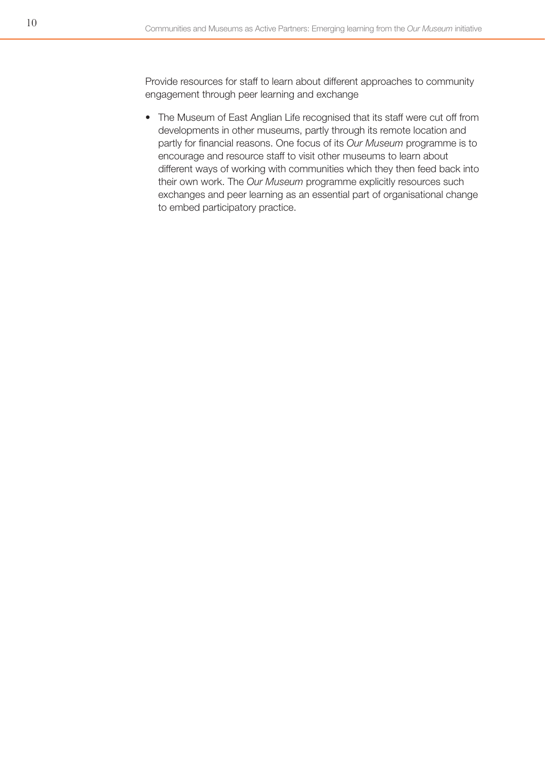Provide resources for staff to learn about different approaches to community engagement through peer learning and exchange

- The Museum of East Anglian Life recognised that its staff were cut off from developments in other museums, partly through its remote location and partly for financial reasons. One focus of its *Our Museum* programme is to encourage and resource staff to visit other museums to learn about different ways of working with communities which they then feed back into their own work. The *Our Museum* programme explicitly resources such exchanges and peer learning as an essential part of organisational change to embed participatory practice.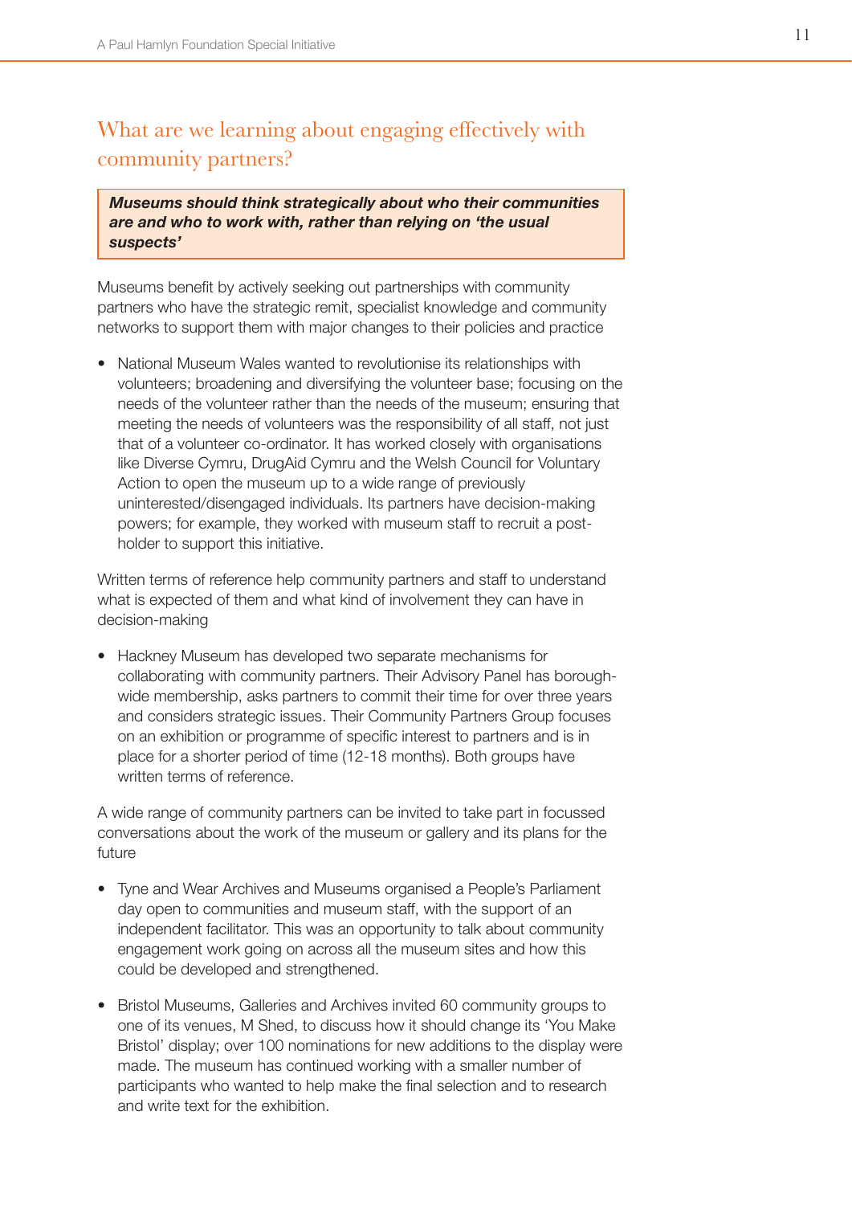## What are we learning about engaging effectively with community partners?

***Museums should think strategically about who their communities are and who to work with, rather than relying on 'the usual suspects'***

Museums benefit by actively seeking out partnerships with community partners who have the strategic remit, specialist knowledge and community networks to support them with major changes to their policies and practice

- National Museum Wales wanted to revolutionise its relationships with volunteers; broadening and diversifying the volunteer base; focusing on the needs of the volunteer rather than the needs of the museum; ensuring that meeting the needs of volunteers was the responsibility of all staff, not just that of a volunteer co-ordinator. It has worked closely with organisations like Diverse Cymru, DrugAid Cymru and the Welsh Council for Voluntary Action to open the museum up to a wide range of previously uninterested/disengaged individuals. Its partners have decision-making powers; for example, they worked with museum staff to recruit a post-holder to support this initiative.

Written terms of reference help community partners and staff to understand what is expected of them and what kind of involvement they can have in decision-making

- Hackney Museum has developed two separate mechanisms for collaborating with community partners. Their Advisory Panel has borough-wide membership, asks partners to commit their time for over three years and considers strategic issues. Their Community Partners Group focuses on an exhibition or programme of specific interest to partners and is in place for a shorter period of time (12-18 months). Both groups have written terms of reference.

A wide range of community partners can be invited to take part in focussed conversations about the work of the museum or gallery and its plans for the future

- Tyne and Wear Archives and Museums organised a People's Parliament day open to communities and museum staff, with the support of an independent facilitator. This was an opportunity to talk about community engagement work going on across all the museum sites and how this could be developed and strengthened.
- Bristol Museums, Galleries and Archives invited 60 community groups to one of its venues, M Shed, to discuss how it should change its 'You Make Bristol' display; over 100 nominations for new additions to the display were made. The museum has continued working with a smaller number of participants who wanted to help make the final selection and to research and write text for the exhibition.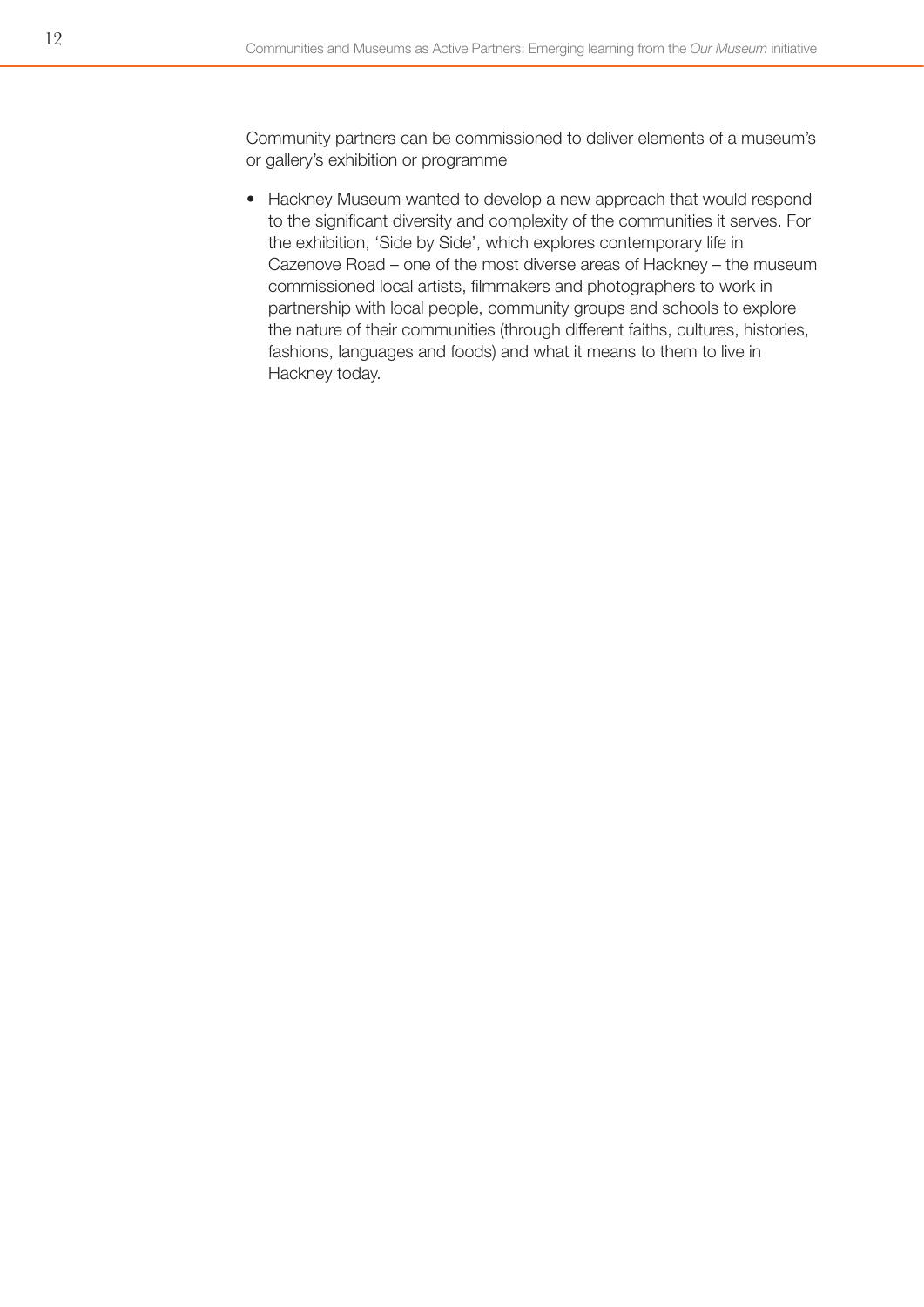Community partners can be commissioned to deliver elements of a museum's or gallery's exhibition or programme

- Hackney Museum wanted to develop a new approach that would respond to the significant diversity and complexity of the communities it serves. For the exhibition, 'Side by Side', which explores contemporary life in Cazenove Road – one of the most diverse areas of Hackney – the museum commissioned local artists, filmmakers and photographers to work in partnership with local people, community groups and schools to explore the nature of their communities (through different faiths, cultures, histories, fashions, languages and foods) and what it means to them to live in Hackney today.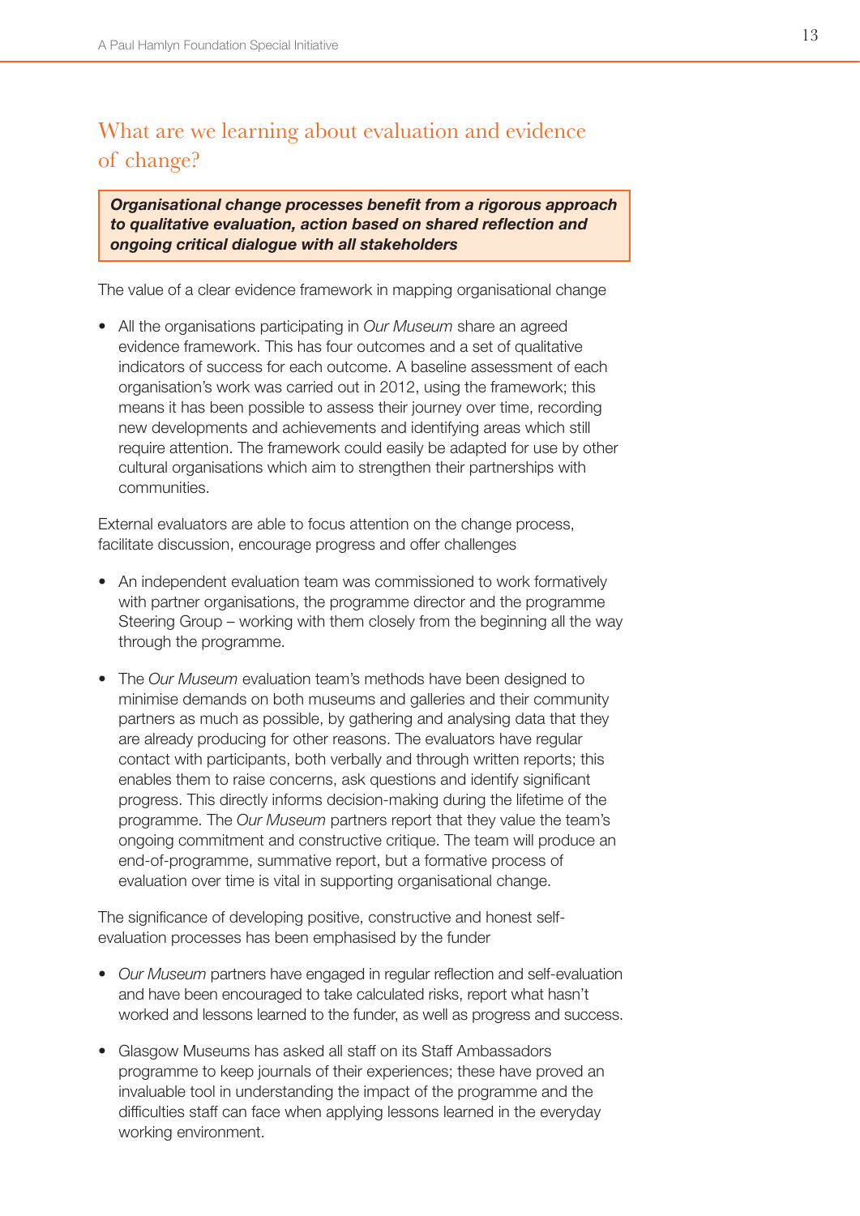## What are we learning about evaluation and evidence of change?

> ***Organisational change processes benefit from a rigorous approach to qualitative evaluation, action based on shared reflection and ongoing critical dialogue with all stakeholders***

The value of a clear evidence framework in mapping organisational change

- All the organisations participating in *Our Museum* share an agreed evidence framework. This has four outcomes and a set of qualitative indicators of success for each outcome. A baseline assessment of each organisation's work was carried out in 2012, using the framework; this means it has been possible to assess their journey over time, recording new developments and achievements and identifying areas which still require attention. The framework could easily be adapted for use by other cultural organisations which aim to strengthen their partnerships with communities.

External evaluators are able to focus attention on the change process, facilitate discussion, encourage progress and offer challenges

- An independent evaluation team was commissioned to work formatively with partner organisations, the programme director and the programme Steering Group – working with them closely from the beginning all the way through the programme.
- The *Our Museum* evaluation team's methods have been designed to minimise demands on both museums and galleries and their community partners as much as possible, by gathering and analysing data that they are already producing for other reasons. The evaluators have regular contact with participants, both verbally and through written reports; this enables them to raise concerns, ask questions and identify significant progress. This directly informs decision-making during the lifetime of the programme. The *Our Museum* partners report that they value the team's ongoing commitment and constructive critique. The team will produce an end-of-programme, summative report, but a formative process of evaluation over time is vital in supporting organisational change.

The significance of developing positive, constructive and honest self-evaluation processes has been emphasised by the funder

- *Our Museum* partners have engaged in regular reflection and self-evaluation and have been encouraged to take calculated risks, report what hasn't worked and lessons learned to the funder, as well as progress and success.
- Glasgow Museums has asked all staff on its Staff Ambassadors programme to keep journals of their experiences; these have proved an invaluable tool in understanding the impact of the programme and the difficulties staff can face when applying lessons learned in the everyday working environment.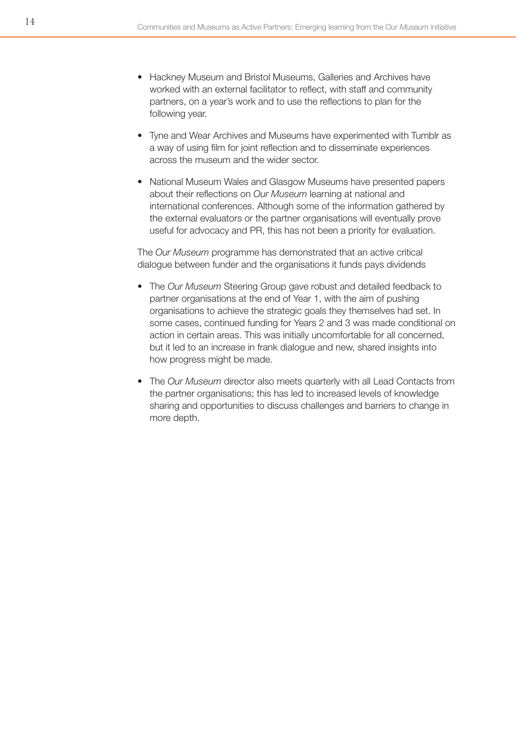- Hackney Museum and Bristol Museums, Galleries and Archives have worked with an external facilitator to reflect, with staff and community partners, on a year's work and to use the reflections to plan for the following year.

- Tyne and Wear Archives and Museums have experimented with Tumblr as a way of using film for joint reflection and to disseminate experiences across the museum and the wider sector.

- National Museum Wales and Glasgow Museums have presented papers about their reflections on *Our Museum* learning at national and international conferences. Although some of the information gathered by the external evaluators or the partner organisations will eventually prove useful for advocacy and PR, this has not been a priority for evaluation.

The *Our Museum* programme has demonstrated that an active critical dialogue between funder and the organisations it funds pays dividends

- The *Our Museum* Steering Group gave robust and detailed feedback to partner organisations at the end of Year 1, with the aim of pushing organisations to achieve the strategic goals they themselves had set. In some cases, continued funding for Years 2 and 3 was made conditional on action in certain areas. This was initially uncomfortable for all concerned, but it led to an increase in frank dialogue and new, shared insights into how progress might be made.

- The *Our Museum* director also meets quarterly with all Lead Contacts from the partner organisations; this has led to increased levels of knowledge sharing and opportunities to discuss challenges and barriers to change in more depth.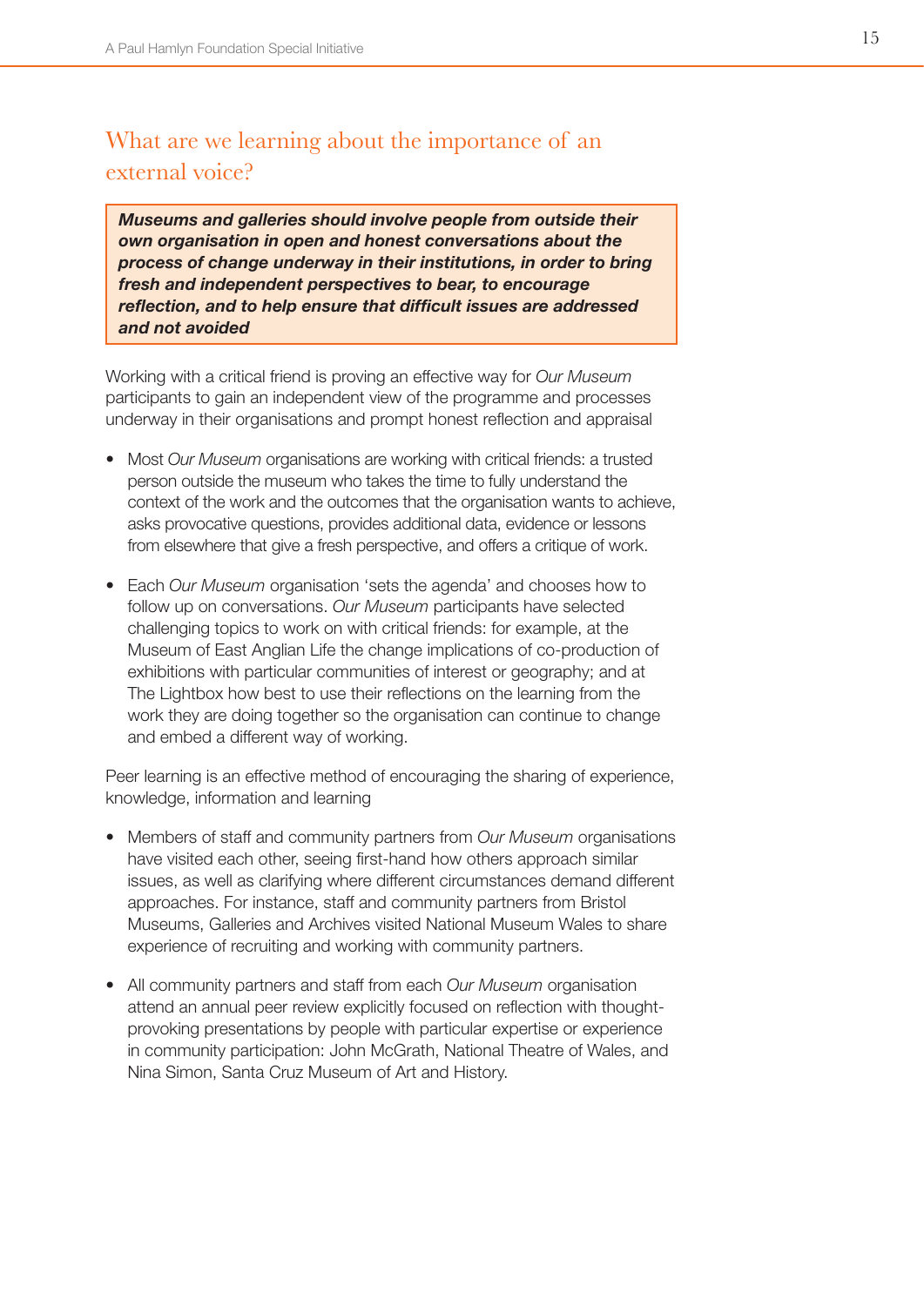## What are we learning about the importance of an external voice?

***Museums and galleries should involve people from outside their own organisation in open and honest conversations about the process of change underway in their institutions, in order to bring fresh and independent perspectives to bear, to encourage reflection, and to help ensure that difficult issues are addressed and not avoided***

Working with a critical friend is proving an effective way for *Our Museum* participants to gain an independent view of the programme and processes underway in their organisations and prompt honest reflection and appraisal

- Most *Our Museum* organisations are working with critical friends: a trusted person outside the museum who takes the time to fully understand the context of the work and the outcomes that the organisation wants to achieve, asks provocative questions, provides additional data, evidence or lessons from elsewhere that give a fresh perspective, and offers a critique of work.

- Each *Our Museum* organisation 'sets the agenda' and chooses how to follow up on conversations. *Our Museum* participants have selected challenging topics to work on with critical friends: for example, at the Museum of East Anglian Life the change implications of co-production of exhibitions with particular communities of interest or geography; and at The Lightbox how best to use their reflections on the learning from the work they are doing together so the organisation can continue to change and embed a different way of working.

Peer learning is an effective method of encouraging the sharing of experience, knowledge, information and learning

- Members of staff and community partners from *Our Museum* organisations have visited each other, seeing first-hand how others approach similar issues, as well as clarifying where different circumstances demand different approaches. For instance, staff and community partners from Bristol Museums, Galleries and Archives visited National Museum Wales to share experience of recruiting and working with community partners.

- All community partners and staff from each *Our Museum* organisation attend an annual peer review explicitly focused on reflection with thought-provoking presentations by people with particular expertise or experience in community participation: John McGrath, National Theatre of Wales, and Nina Simon, Santa Cruz Museum of Art and History.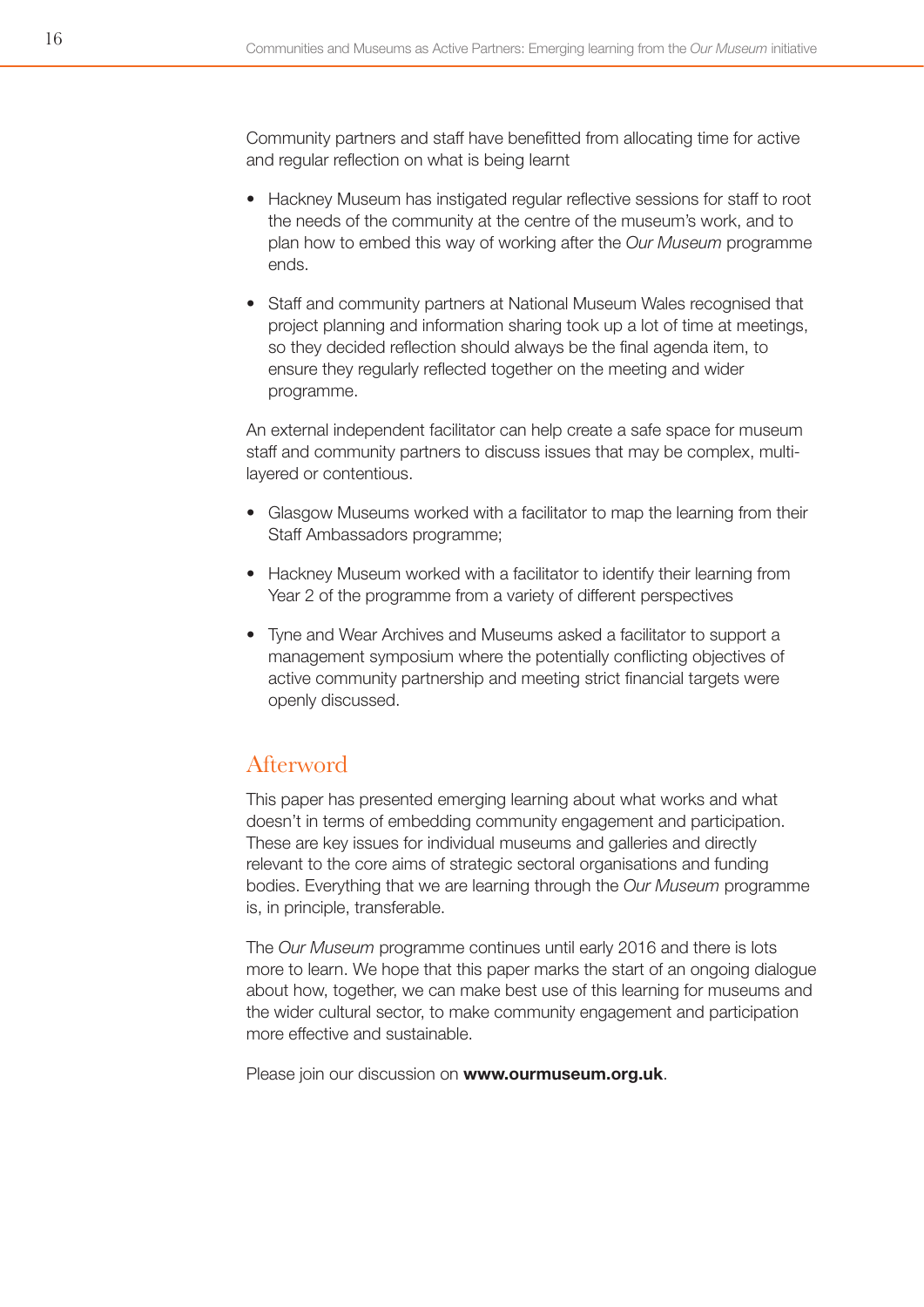Community partners and staff have benefitted from allocating time for active and regular reflection on what is being learnt

- Hackney Museum has instigated regular reflective sessions for staff to root the needs of the community at the centre of the museum's work, and to plan how to embed this way of working after the *Our Museum* programme ends.

- Staff and community partners at National Museum Wales recognised that project planning and information sharing took up a lot of time at meetings, so they decided reflection should always be the final agenda item, to ensure they regularly reflected together on the meeting and wider programme.

An external independent facilitator can help create a safe space for museum staff and community partners to discuss issues that may be complex, multi-layered or contentious.

- Glasgow Museums worked with a facilitator to map the learning from their Staff Ambassadors programme;

- Hackney Museum worked with a facilitator to identify their learning from Year 2 of the programme from a variety of different perspectives

- Tyne and Wear Archives and Museums asked a facilitator to support a management symposium where the potentially conflicting objectives of active community partnership and meeting strict financial targets were openly discussed.

## Afterword

This paper has presented emerging learning about what works and what doesn't in terms of embedding community engagement and participation. These are key issues for individual museums and galleries and directly relevant to the core aims of strategic sectoral organisations and funding bodies. Everything that we are learning through the *Our Museum* programme is, in principle, transferable.

The *Our Museum* programme continues until early 2016 and there is lots more to learn. We hope that this paper marks the start of an ongoing dialogue about how, together, we can make best use of this learning for museums and the wider cultural sector, to make community engagement and participation more effective and sustainable.

Please join our discussion on **www.ourmuseum.org.uk**.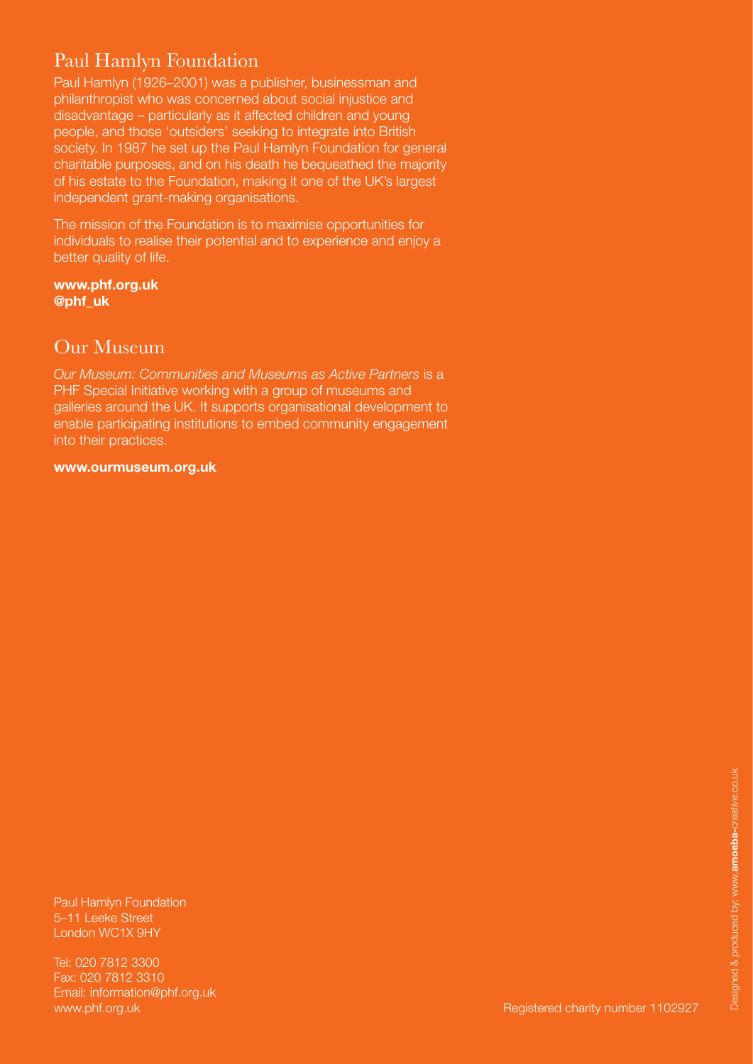## Paul Hamlyn Foundation

Paul Hamlyn (1926–2001) was a publisher, businessman and philanthropist who was concerned about social injustice and disadvantage – particularly as it affected children and young people, and those 'outsiders' seeking to integrate into British society. In 1987 he set up the Paul Hamlyn Foundation for general charitable purposes, and on his death he bequeathed the majority of his estate to the Foundation, making it one of the UK's largest independent grant-making organisations.

The mission of the Foundation is to maximise opportunities for individuals to realise their potential and to experience and enjoy a better quality of life.

**www.phf.org.uk**
**@phf_uk**

## Our Museum

*Our Museum: Communities and Museums as Active Partners* is a PHF Special Initiative working with a group of museums and galleries around the UK. It supports organisational development to enable participating institutions to embed community engagement into their practices.

**www.ourmuseum.org.uk**

Paul Hamlyn Foundation
5–11 Leeke Street
London WC1X 9HY

Tel: 020 7812 3300
Fax: 020 7812 3310
Email: information@phf.org.uk
www.phf.org.uk

Registered charity number 1102927

Designed & produced by: www.**amoeba**-*creative*.co.uk